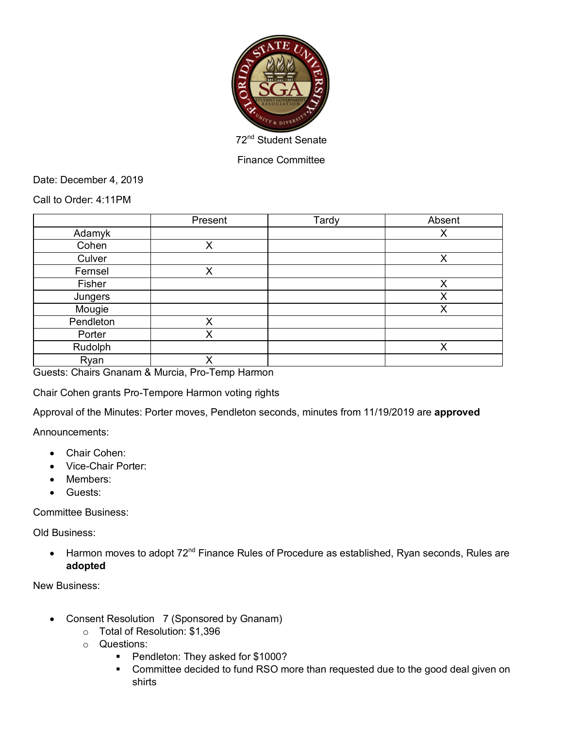72nd Student Senate

Finance Committee

Date: December 4, 2019

Call to Order: 4:11PM

| | Present | Tardy | Absent |
|---|---|---|---|
| Adamyk | | | X |
| Cohen | X | | |
| Culver | | | X |
| Fernsel | X | | |
| Fisher | | | X |
| Jungers | | | X |
| Mougie | | | X |
| Pendleton | X | | |
| Porter | X | | |
| Rudolph | | | X |
| Ryan | X | | |

Guests: Chairs Gnanam & Murcia, Pro-Temp Harmon

Chair Cohen grants Pro-Tempore Harmon voting rights

Approval of the Minutes: Porter moves, Pendleton seconds, minutes from 11/19/2019 are **approved**

Announcements:

- Chair Cohen:
- Vice-Chair Porter:
- Members:
- Guests:

Committee Business:

Old Business:

- Harmon moves to adopt 72nd Finance Rules of Procedure as established, Ryan seconds, Rules are **adopted**

New Business:

- Consent Resolution 7 (Sponsored by Gnanam)
  - Total of Resolution: $1,396
  - Questions:
    - Pendleton: They asked for $1000?
    - Committee decided to fund RSO more than requested due to the good deal given on shirts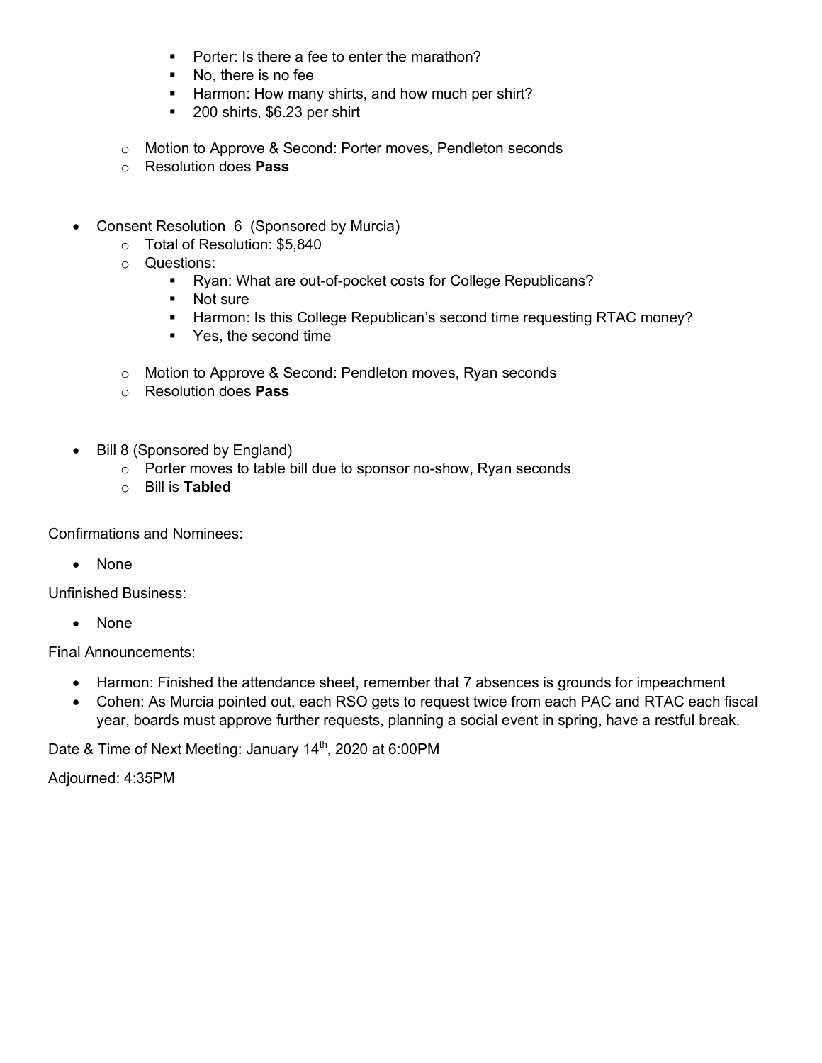- Porter: Is there a fee to enter the marathon?
    - No, there is no fee
    - Harmon: How many shirts, and how much per shirt?
    - 200 shirts, $6.23 per shirt
  - Motion to Approve & Second: Porter moves, Pendleton seconds
  - Resolution does **Pass**

- Consent Resolution 6 (Sponsored by Murcia)
  - Total of Resolution: $5,840
  - Questions:
    - Ryan: What are out-of-pocket costs for College Republicans?
    - Not sure
    - Harmon: Is this College Republican's second time requesting RTAC money?
    - Yes, the second time
  - Motion to Approve & Second: Pendleton moves, Ryan seconds
  - Resolution does **Pass**

- Bill 8 (Sponsored by England)
  - Porter moves to table bill due to sponsor no-show, Ryan seconds
  - Bill is **Tabled**

Confirmations and Nominees:

- None

Unfinished Business:

- None

Final Announcements:

- Harmon: Finished the attendance sheet, remember that 7 absences is grounds for impeachment
- Cohen: As Murcia pointed out, each RSO gets to request twice from each PAC and RTAC each fiscal year, boards must approve further requests, planning a social event in spring, have a restful break.

Date & Time of Next Meeting: January 14th, 2020 at 6:00PM

Adjourned: 4:35PM